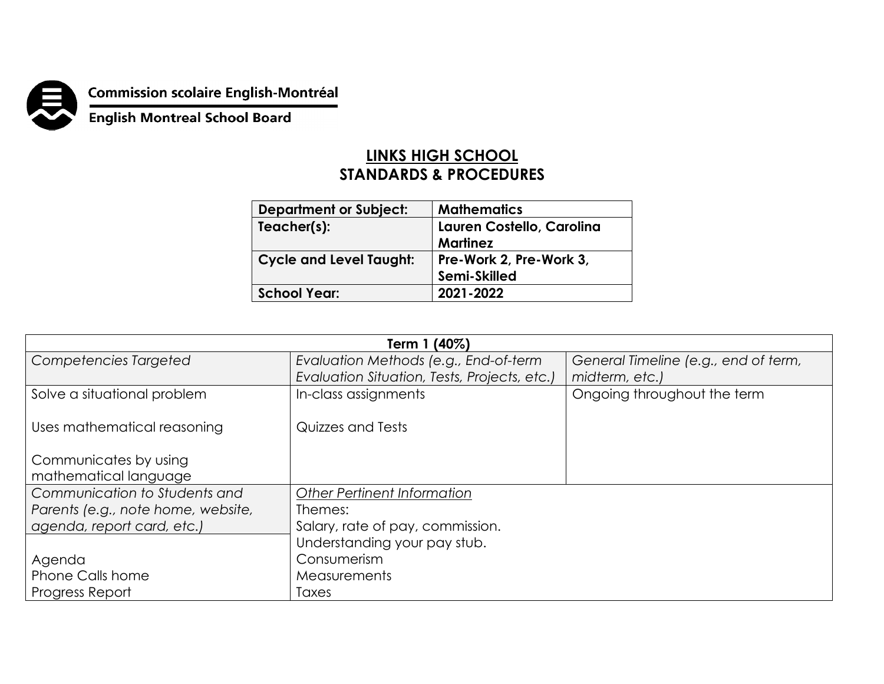Commission scolaire English-Montréal

English Montreal School Board

# LINKS HIGH SCHOOL
# STANDARDS & PROCEDURES

| **Department or Subject:** | **Mathematics** |
|---|---|
| **Teacher(s):** | **Lauren Costello, Carolina Martinez** |
| **Cycle and Level Taught:** | **Pre-Work 2, Pre-Work 3, Semi-Skilled** |
| **School Year:** | **2021-2022** |

| **Term 1 (40%)** | | |
|---|---|---|
| *Competencies Targeted* | *Evaluation Methods (e.g., End-of-term Evaluation Situation, Tests, Projects, etc.)* | *General Timeline (e.g., end of term, midterm, etc.)* |
| Solve a situational problem<br><br>Uses mathematical reasoning<br><br>Communicates by using mathematical language | In-class assignments<br><br>Quizzes and Tests | Ongoing throughout the term |
| *Communication to Students and Parents (e.g., note home, website, agenda, report card, etc.)* | *<u>Other Pertinent Information</u>*<br>Themes:<br>Salary, rate of pay, commission.<br>Understanding your pay stub.<br>Consumerism<br>Measurements<br>Taxes | |
| Agenda<br>Phone Calls home<br>Progress Report | | |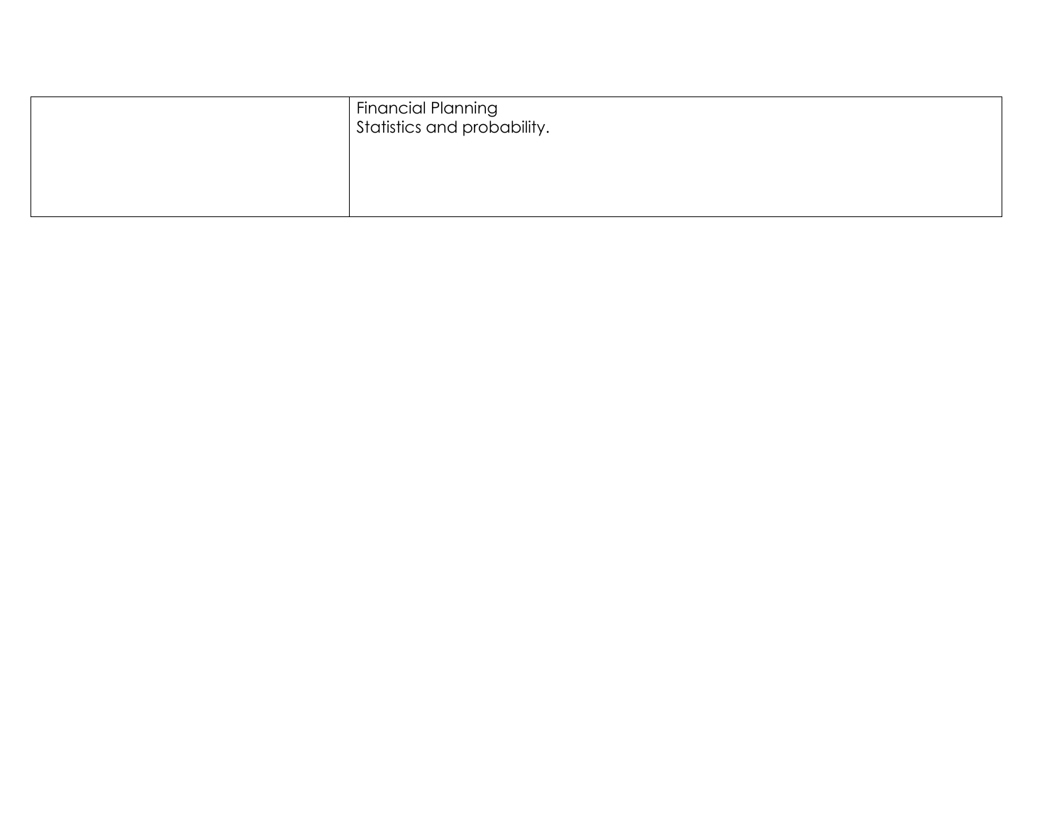| | |
|---|---|
| | Financial Planning<br>Statistics and probability. |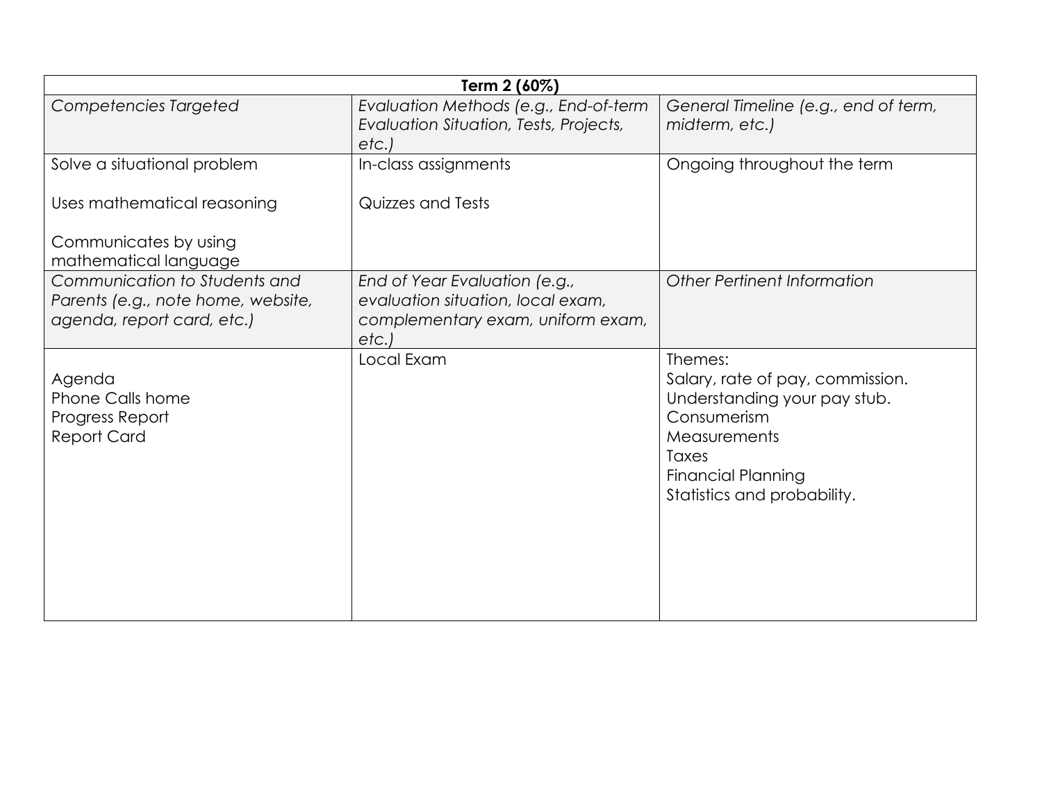| **Term 2 (60%)** | | |
|---|---|---|
| *Competencies Targeted* | *Evaluation Methods (e.g., End-of-term Evaluation Situation, Tests, Projects, etc.)* | *General Timeline (e.g., end of term, midterm, etc.)* |
| Solve a situational problem<br><br>Uses mathematical reasoning<br><br>Communicates by using mathematical language | In-class assignments<br><br>Quizzes and Tests | Ongoing throughout the term |
| *Communication to Students and Parents (e.g., note home, website, agenda, report card, etc.)* | *End of Year Evaluation (e.g., evaluation situation, local exam, complementary exam, uniform exam, etc.)* | *Other Pertinent Information* |
| Agenda<br>Phone Calls home<br>Progress Report<br>Report Card | Local Exam | Themes:<br>Salary, rate of pay, commission.<br>Understanding your pay stub.<br>Consumerism<br>Measurements<br>Taxes<br>Financial Planning<br>Statistics and probability. |